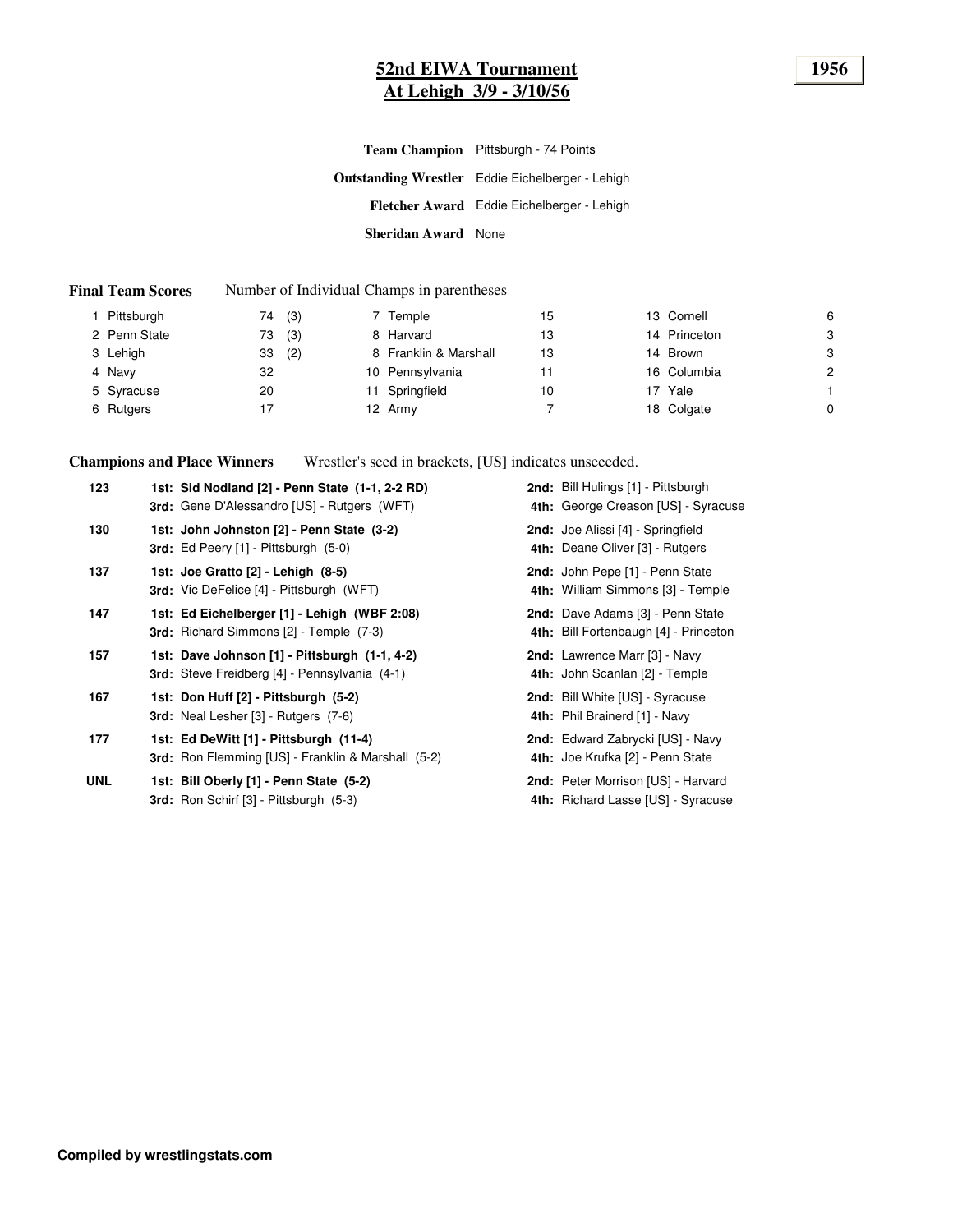# 52nd EIWA Tournament
## At Lehigh 3/9 - 3/10/56

**1956**

**Team Champion** Pittsburgh - 74 Points

**Outstanding Wrestler** Eddie Eichelberger - Lehigh

**Fletcher Award** Eddie Eichelberger - Lehigh

**Sheridan Award** None

**Final Team Scores** Number of Individual Champs in parentheses

| | Team | Score | Champs | | Team | Score | | Team | Score |
|---|---|---|---|---|---|---|---|---|---|
| 1 | Pittsburgh | 74 | (3) | 7 | Temple | 15 | 13 | Cornell | 6 |
| 2 | Penn State | 73 | (3) | 8 | Harvard | 13 | 14 | Princeton | 3 |
| 3 | Lehigh | 33 | (2) | 8 | Franklin & Marshall | 13 | 14 | Brown | 3 |
| 4 | Navy | 32 | | 10 | Pennsylvania | 11 | 16 | Columbia | 2 |
| 5 | Syracuse | 20 | | 11 | Springfield | 10 | 17 | Yale | 1 |
| 6 | Rutgers | 17 | | 12 | Army | 7 | 18 | Colgate | 0 |

**Champions and Place Winners** Wrestler's seed in brackets, [US] indicates unseeeded.

| Weight | Place | Place |
|---|---|---|
| 123 | **1st: Sid Nodland [2] - Penn State (1-1, 2-2 RD)** | **2nd:** Bill Hulings [1] - Pittsburgh |
| | **3rd:** Gene D'Alessandro [US] - Rutgers (WFT) | **4th:** George Creason [US] - Syracuse |
| 130 | **1st: John Johnston [2] - Penn State (3-2)** | **2nd:** Joe Alissi [4] - Springfield |
| | **3rd:** Ed Peery [1] - Pittsburgh (5-0) | **4th:** Deane Oliver [3] - Rutgers |
| 137 | **1st: Joe Gratto [2] - Lehigh (8-5)** | **2nd:** John Pepe [1] - Penn State |
| | **3rd:** Vic DeFelice [4] - Pittsburgh (WFT) | **4th:** William Simmons [3] - Temple |
| 147 | **1st: Ed Eichelberger [1] - Lehigh (WBF 2:08)** | **2nd:** Dave Adams [3] - Penn State |
| | **3rd:** Richard Simmons [2] - Temple (7-3) | **4th:** Bill Fortenbaugh [4] - Princeton |
| 157 | **1st: Dave Johnson [1] - Pittsburgh (1-1, 4-2)** | **2nd:** Lawrence Marr [3] - Navy |
| | **3rd:** Steve Freidberg [4] - Pennsylvania (4-1) | **4th:** John Scanlan [2] - Temple |
| 167 | **1st: Don Huff [2] - Pittsburgh (5-2)** | **2nd:** Bill White [US] - Syracuse |
| | **3rd:** Neal Lesher [3] - Rutgers (7-6) | **4th:** Phil Brainerd [1] - Navy |
| 177 | **1st: Ed DeWitt [1] - Pittsburgh (11-4)** | **2nd:** Edward Zabrycki [US] - Navy |
| | **3rd:** Ron Flemming [US] - Franklin & Marshall (5-2) | **4th:** Joe Krufka [2] - Penn State |
| UNL | **1st: Bill Oberly [1] - Penn State (5-2)** | **2nd:** Peter Morrison [US] - Harvard |
| | **3rd:** Ron Schirf [3] - Pittsburgh (5-3) | **4th:** Richard Lasse [US] - Syracuse |

**Compiled by wrestlingstats.com**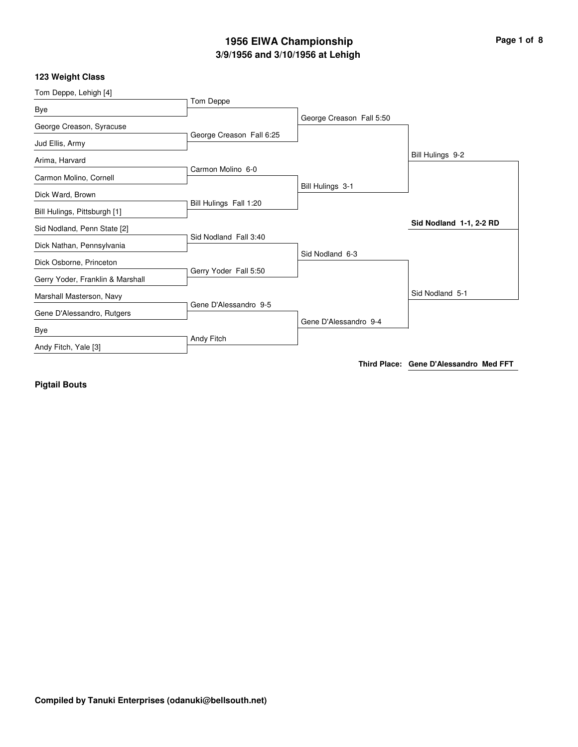# 1956 EIWA Championship

## 3/9/1956 and 3/10/1956 at Lehigh

### 123 Weight Class

**First Round**

- Tom Deppe, Lehigh [4] vs. Bye — Tom Deppe
- George Creason, Syracuse vs. Jud Ellis, Army — George Creason Fall 6:25
- Arima, Harvard vs. Carmon Molino, Cornell — Carmon Molino 6-0
- Dick Ward, Brown vs. Bill Hulings, Pittsburgh [1] — Bill Hulings Fall 1:20
- Sid Nodland, Penn State [2] vs. Dick Nathan, Pennsylvania — Sid Nodland Fall 3:40
- Dick Osborne, Princeton vs. Gerry Yoder, Franklin & Marshall — Gerry Yoder Fall 5:50
- Marshall Masterson, Navy vs. Gene D'Alessandro, Rutgers — Gene D'Alessandro 9-5
- Bye vs. Andy Fitch, Yale [3] — Andy Fitch

**Quarterfinals**

- George Creason Fall 5:50
- Bill Hulings 3-1
- Sid Nodland 6-3
- Gene D'Alessandro 9-4

**Semifinals**

- Bill Hulings 9-2
- Sid Nodland 5-1

**Final**

**Sid Nodland 1-1, 2-2 RD**

**Third Place:** Gene D'Alessandro Med FFT

**Pigtail Bouts**

**Compiled by Tanuki Enterprises (odanuki@bellsouth.net)**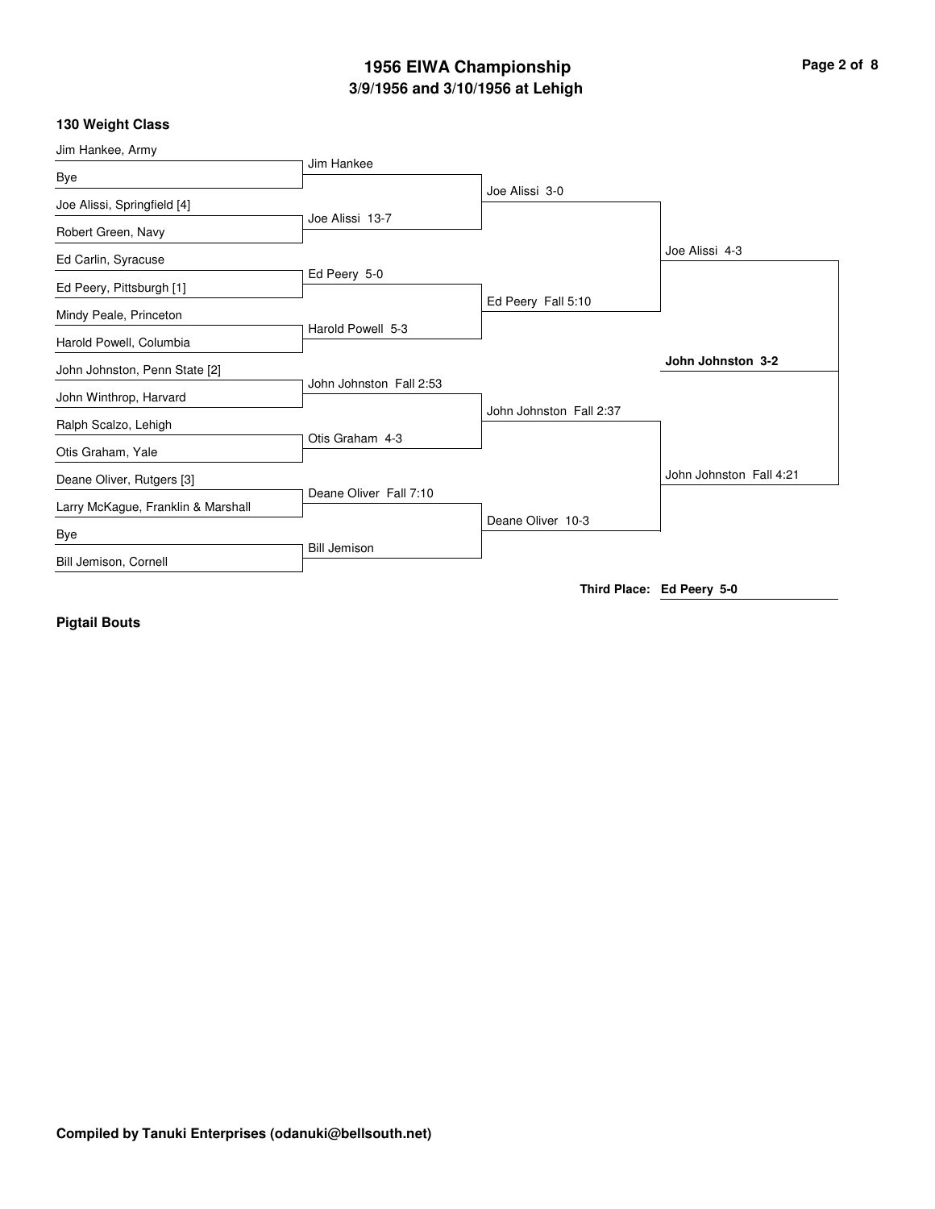# 1956 EIWA Championship

## 3/9/1956 and 3/10/1956 at Lehigh

### 130 Weight Class

| First Round | Quarterfinals | Semifinals | Finals |
|---|---|---|---|
| Jim Hankee, Army | | | |
| Bye | Jim Hankee | | |
| Joe Alissi, Springfield [4] | | Joe Alissi 3-0 | |
| Robert Green, Navy | Joe Alissi 13-7 | | |
| Ed Carlin, Syracuse | | | Joe Alissi 4-3 |
| Ed Peery, Pittsburgh [1] | Ed Peery 5-0 | | |
| Mindy Peale, Princeton | | Ed Peery Fall 5:10 | |
| Harold Powell, Columbia | Harold Powell 5-3 | | |
| | | | **John Johnston 3-2** |
| John Johnston, Penn State [2] | | | |
| John Winthrop, Harvard | John Johnston Fall 2:53 | | |
| Ralph Scalzo, Lehigh | | John Johnston Fall 2:37 | |
| Otis Graham, Yale | Otis Graham 4-3 | | |
| Deane Oliver, Rutgers [3] | | | John Johnston Fall 4:21 |
| Larry McKague, Franklin & Marshall | Deane Oliver Fall 7:10 | | |
| Bye | | Deane Oliver 10-3 | |
| Bill Jemison, Cornell | Bill Jemison | | |

**Third Place: Ed Peery 5-0**

**Pigtail Bouts**

**Compiled by Tanuki Enterprises (odanuki@bellsouth.net)**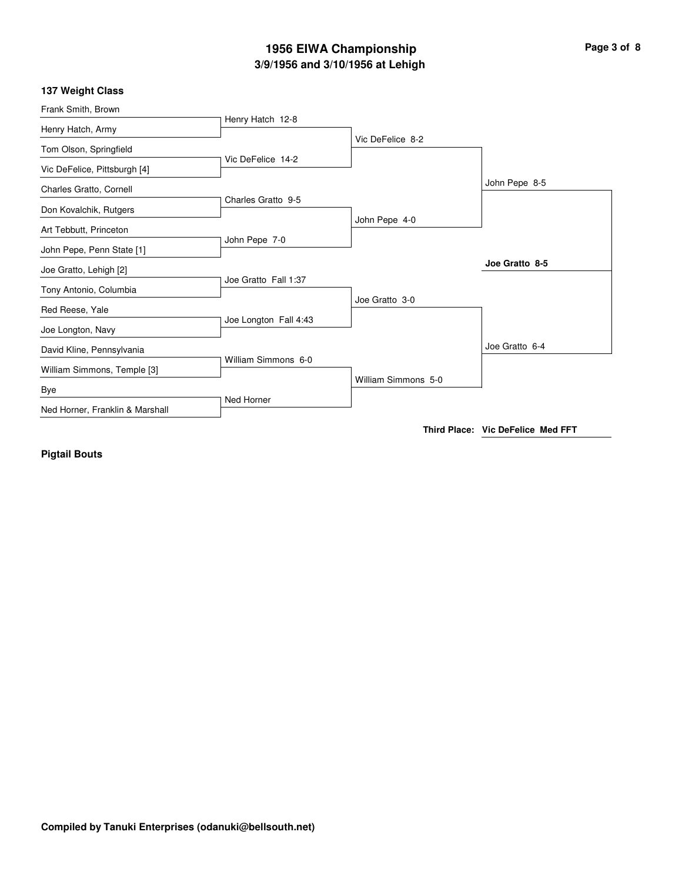# 1956 EIWA Championship

## 3/9/1956 and 3/10/1956 at Lehigh

### 137 Weight Class

| First Round | Quarterfinals | Semifinals | Finals | Champion |
|---|---|---|---|---|
| Frank Smith, Brown | | | | |
| Henry Hatch, Army | Henry Hatch 12-8 | | | |
| Tom Olson, Springfield | | Vic DeFelice 8-2 | | |
| Vic DeFelice, Pittsburgh [4] | Vic DeFelice 14-2 | | | |
| Charles Gratto, Cornell | | | John Pepe 8-5 | |
| Don Kovalchik, Rutgers | Charles Gratto 9-5 | | | |
| Art Tebbutt, Princeton | | John Pepe 4-0 | | |
| John Pepe, Penn State [1] | John Pepe 7-0 | | | |
| Joe Gratto, Lehigh [2] | | | | **Joe Gratto 8-5** |
| Tony Antonio, Columbia | Joe Gratto Fall 1:37 | | | |
| Red Reese, Yale | | Joe Gratto 3-0 | | |
| Joe Longton, Navy | Joe Longton Fall 4:43 | | | |
| David Kline, Pennsylvania | | | Joe Gratto 6-4 | |
| William Simmons, Temple [3] | William Simmons 6-0 | | | |
| Bye | | William Simmons 5-0 | | |
| Ned Horner, Franklin & Marshall | Ned Horner | | | |

**Third Place:** **Vic DeFelice Med FFT**

**Pigtail Bouts**

**Compiled by Tanuki Enterprises (odanuki@bellsouth.net)**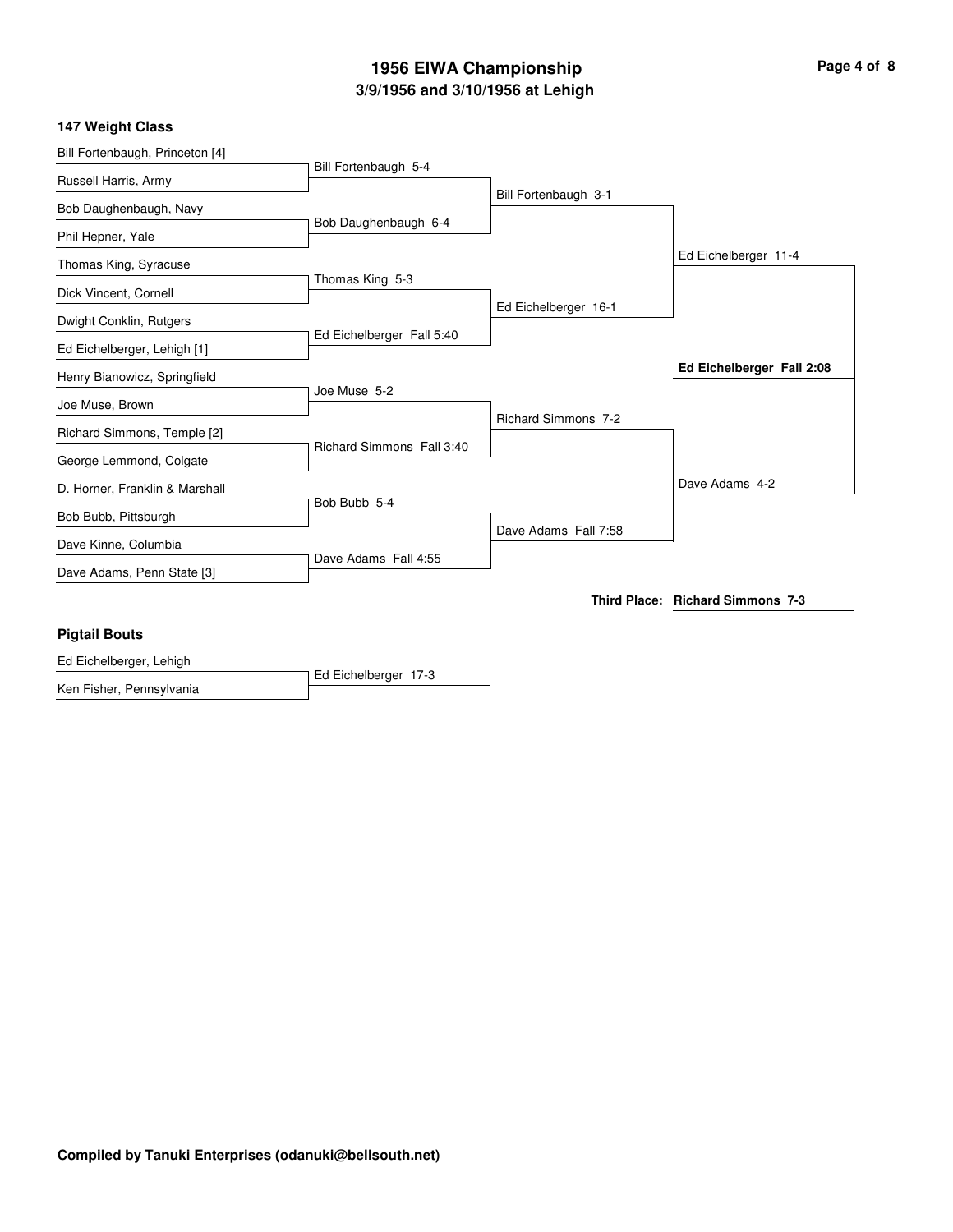# 1956 EIWA Championship

## 3/9/1956 and 3/10/1956 at Lehigh

### 147 Weight Class

| First Round | Quarterfinals | Semifinals | Final | Champion |
|---|---|---|---|---|
| Bill Fortenbaugh, Princeton [4] | Bill Fortenbaugh 5-4 | Bill Fortenbaugh 3-1 | Ed Eichelberger 11-4 | **Ed Eichelberger Fall 2:08** |
| Russell Harris, Army | | | | |
| Bob Daughenbaugh, Navy | Bob Daughenbaugh 6-4 | | | |
| Phil Hepner, Yale | | | | |
| Thomas King, Syracuse | Thomas King 5-3 | Ed Eichelberger 16-1 | | |
| Dick Vincent, Cornell | | | | |
| Dwight Conklin, Rutgers | Ed Eichelberger Fall 5:40 | | | |
| Ed Eichelberger, Lehigh [1] | | | | |
| Henry Bianowicz, Springfield | Joe Muse 5-2 | Richard Simmons 7-2 | Dave Adams 4-2 | |
| Joe Muse, Brown | | | | |
| Richard Simmons, Temple [2] | Richard Simmons Fall 3:40 | | | |
| George Lemmond, Colgate | | | | |
| D. Horner, Franklin & Marshall | Bob Bubb 5-4 | Dave Adams Fall 7:58 | | |
| Bob Bubb, Pittsburgh | | | | |
| Dave Kinne, Columbia | Dave Adams Fall 4:55 | | | |
| Dave Adams, Penn State [3] | | | | |

**Third Place: Richard Simmons 7-3**

### Pigtail Bouts

| Wrestlers | Result |
|---|---|
| Ed Eichelberger, Lehigh | Ed Eichelberger 17-3 |
| Ken Fisher, Pennsylvania | |

**Compiled by Tanuki Enterprises (odanuki@bellsouth.net)**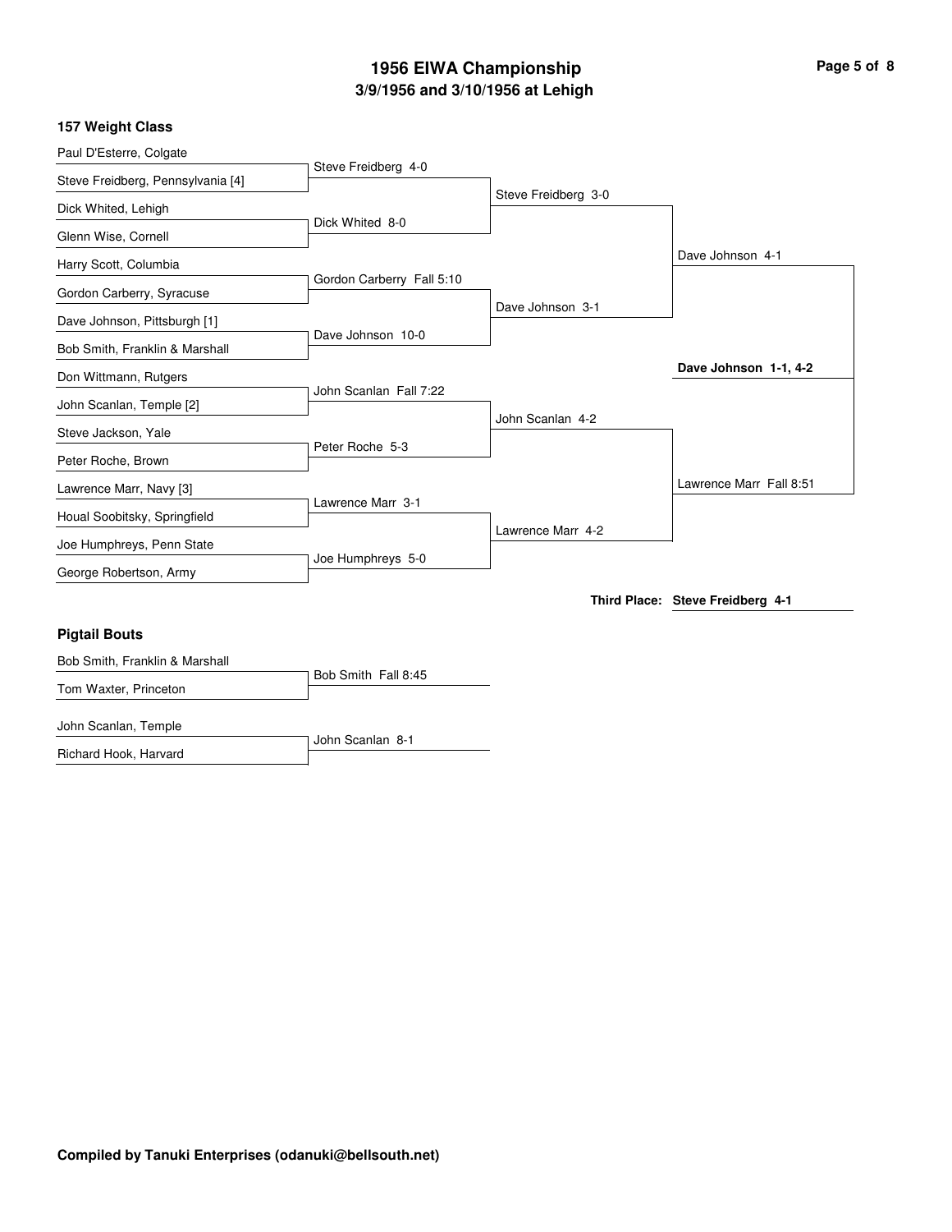# 1956 EIWA Championship
## 3/9/1956 and 3/10/1956 at Lehigh

### 157 Weight Class

**First Round**

| Wrestler | Wrestler | Result |
|---|---|---|
| Paul D'Esterre, Colgate | Steve Freidberg, Pennsylvania [4] | Steve Freidberg 4-0 |
| Dick Whited, Lehigh | Glenn Wise, Cornell | Dick Whited 8-0 |
| Harry Scott, Columbia | Gordon Carberry, Syracuse | Gordon Carberry Fall 5:10 |
| Dave Johnson, Pittsburgh [1] | Bob Smith, Franklin & Marshall | Dave Johnson 10-0 |
| Don Wittmann, Rutgers | John Scanlan, Temple [2] | John Scanlan Fall 7:22 |
| Steve Jackson, Yale | Peter Roche, Brown | Peter Roche 5-3 |
| Lawrence Marr, Navy [3] | Houal Soobitsky, Springfield | Lawrence Marr 3-1 |
| Joe Humphreys, Penn State | George Robertson, Army | Joe Humphreys 5-0 |

**Quarterfinals**

- Steve Freidberg 3-0
- Dave Johnson 3-1
- John Scanlan 4-2
- Lawrence Marr 4-2

**Semifinals**

- Dave Johnson 4-1
- Lawrence Marr Fall 8:51

**Final**

**Dave Johnson 1-1, 4-2**

**Third Place: Steve Freidberg 4-1**

### Pigtail Bouts

| Wrestler | Wrestler | Result |
|---|---|---|
| Bob Smith, Franklin & Marshall | Tom Waxter, Princeton | Bob Smith Fall 8:45 |
| John Scanlan, Temple | Richard Hook, Harvard | John Scanlan 8-1 |

**Compiled by Tanuki Enterprises (odanuki@bellsouth.net)**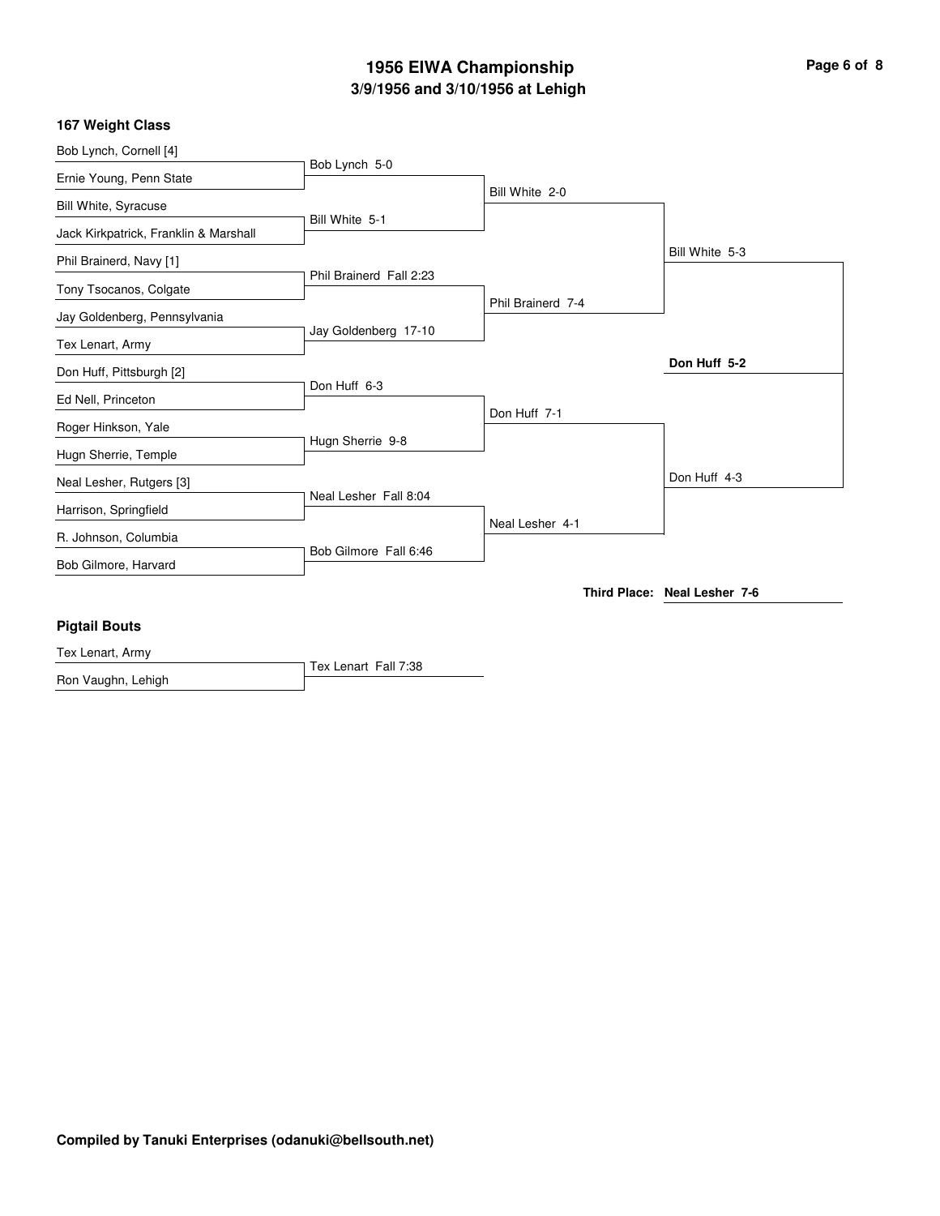# 1956 EIWA Championship

## 3/9/1956 and 3/10/1956 at Lehigh

### 167 Weight Class

**First Round**

| Wrestler | Wrestler | Result |
|---|---|---|
| Bob Lynch, Cornell [4] | Ernie Young, Penn State | Bob Lynch 5-0 |
| Bill White, Syracuse | Jack Kirkpatrick, Franklin & Marshall | Bill White 5-1 |
| Phil Brainerd, Navy [1] | Tony Tsocanos, Colgate | Phil Brainerd Fall 2:23 |
| Jay Goldenberg, Pennsylvania | Tex Lenart, Army | Jay Goldenberg 17-10 |
| Don Huff, Pittsburgh [2] | Ed Nell, Princeton | Don Huff 6-3 |
| Roger Hinkson, Yale | Hugn Sherrie, Temple | Hugn Sherrie 9-8 |
| Neal Lesher, Rutgers [3] | Harrison, Springfield | Neal Lesher Fall 8:04 |
| R. Johnson, Columbia | Bob Gilmore, Harvard | Bob Gilmore Fall 6:46 |

**Quarterfinals**

- Bill White 2-0
- Phil Brainerd 7-4
- Don Huff 7-1
- Neal Lesher 4-1

**Semifinals**

- Bill White 5-3
- Don Huff 4-3

**Final**

- **Don Huff 5-2**

**Third Place: Neal Lesher 7-6**

### Pigtail Bouts

| Wrestler | Wrestler | Result |
|---|---|---|
| Tex Lenart, Army | Ron Vaughn, Lehigh | Tex Lenart Fall 7:38 |

**Compiled by Tanuki Enterprises (odanuki@bellsouth.net)**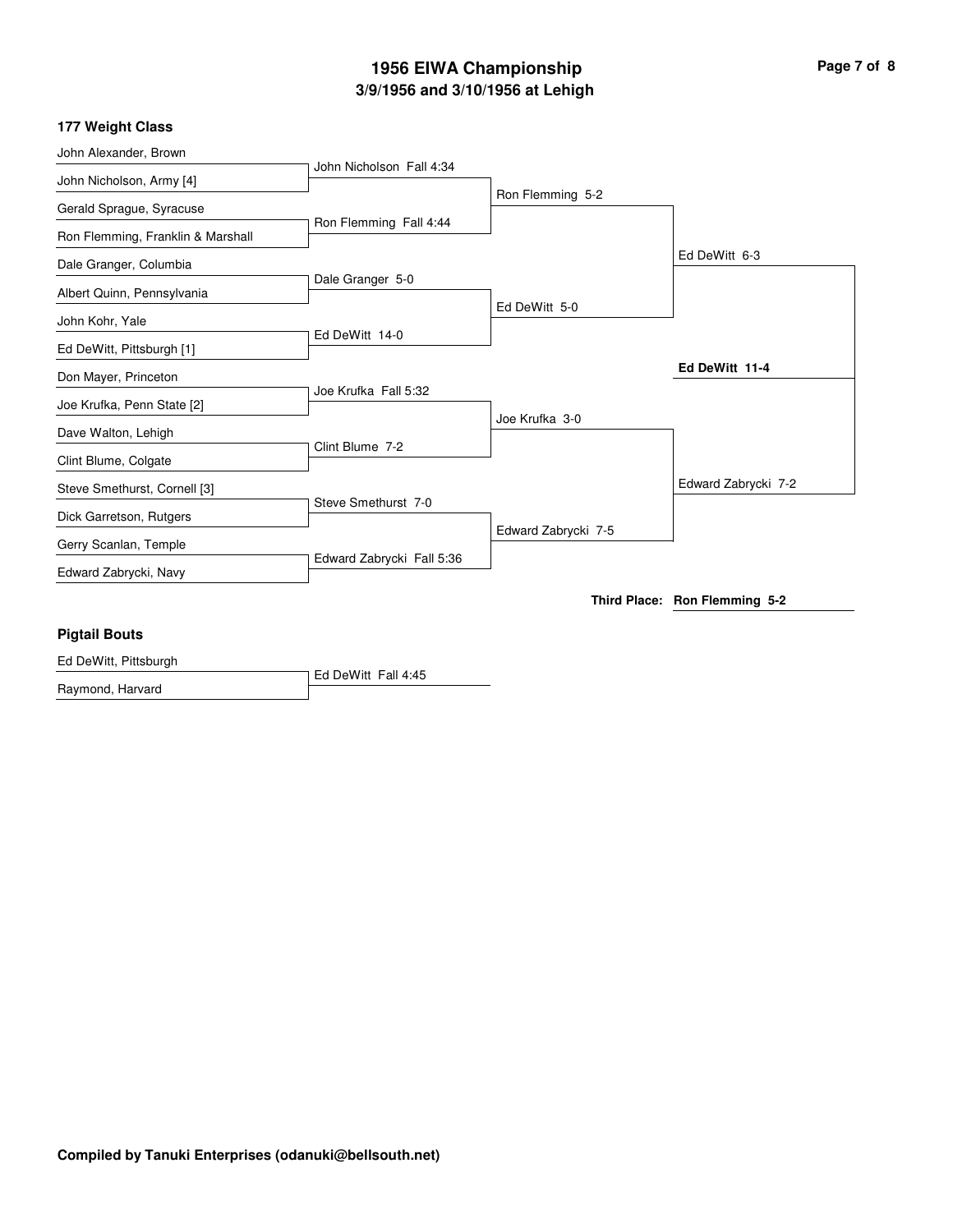# 1956 EIWA Championship

## 3/9/1956 and 3/10/1956 at Lehigh

### 177 Weight Class

| First Round | Quarterfinals | Semifinals | Finals |
|---|---|---|---|
| John Alexander, Brown | | | |
| John Nicholson, Army [4] | John Nicholson Fall 4:34 | | |
| Gerald Sprague, Syracuse | | Ron Flemming 5-2 | |
| Ron Flemming, Franklin & Marshall | Ron Flemming Fall 4:44 | | |
| Dale Granger, Columbia | | | Ed DeWitt 6-3 |
| Albert Quinn, Pennsylvania | Dale Granger 5-0 | | |
| John Kohr, Yale | | Ed DeWitt 5-0 | |
| Ed DeWitt, Pittsburgh [1] | Ed DeWitt 14-0 | | |
| Don Mayer, Princeton | | | **Ed DeWitt 11-4** |
| Joe Krufka, Penn State [2] | Joe Krufka Fall 5:32 | | |
| Dave Walton, Lehigh | | Joe Krufka 3-0 | |
| Clint Blume, Colgate | Clint Blume 7-2 | | |
| Steve Smethurst, Cornell [3] | | | Edward Zabrycki 7-2 |
| Dick Garretson, Rutgers | Steve Smethurst 7-0 | | |
| Gerry Scanlan, Temple | | Edward Zabrycki 7-5 | |
| Edward Zabrycki, Navy | Edward Zabrycki Fall 5:36 | | |

**Third Place:** Ron Flemming 5-2

### Pigtail Bouts

| Wrestlers | Result |
|---|---|
| Ed DeWitt, Pittsburgh | |
| Raymond, Harvard | Ed DeWitt Fall 4:45 |

**Compiled by Tanuki Enterprises (odanuki@bellsouth.net)**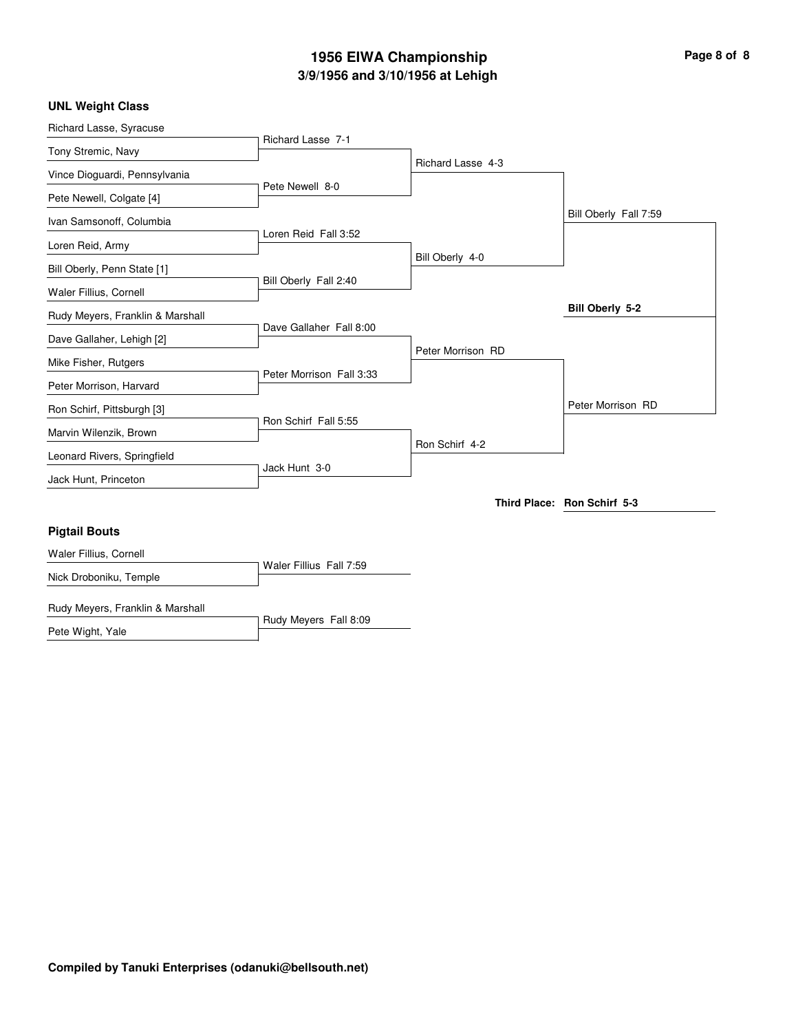# 1956 EIWA Championship
## 3/9/1956 and 3/10/1956 at Lehigh

### UNL Weight Class

Richard Lasse, Syracuse
Tony Stremic, Navy
Vince Dioguardi, Pennsylvania
Pete Newell, Colgate [4]
Ivan Samsonoff, Columbia
Loren Reid, Army
Bill Oberly, Penn State [1]
Waler Fillius, Cornell
Rudy Meyers, Franklin & Marshall
Dave Gallaher, Lehigh [2]
Mike Fisher, Rutgers
Peter Morrison, Harvard
Ron Schirf, Pittsburgh [3]
Marvin Wilenzik, Brown
Leonard Rivers, Springfield
Jack Hunt, Princeton

Richard Lasse 7-1
Pete Newell 8-0
Loren Reid Fall 3:52
Bill Oberly Fall 2:40
Dave Gallaher Fall 8:00
Peter Morrison Fall 3:33
Ron Schirf Fall 5:55
Jack Hunt 3-0

Richard Lasse 4-3
Bill Oberly 4-0
Peter Morrison RD
Ron Schirf 4-2

Bill Oberly Fall 7:59
Peter Morrison RD

**Bill Oberly 5-2**

**Third Place: Ron Schirf 5-3**

### Pigtail Bouts

Waler Fillius, Cornell
Nick Droboniku, Temple

Waler Fillius Fall 7:59

Rudy Meyers, Franklin & Marshall
Pete Wight, Yale

Rudy Meyers Fall 8:09

**Compiled by Tanuki Enterprises (odanuki@bellsouth.net)**